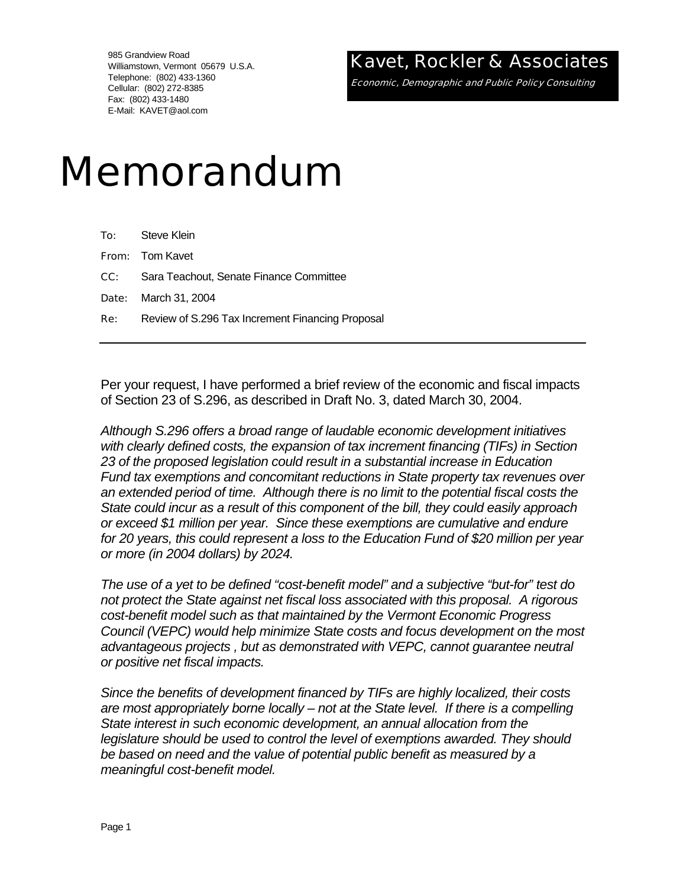985 Grandview Road
Williamstown, Vermont 05679 U.S.A.
Telephone: (802) 433-1360
Cellular: (802) 272-8385
Fax: (802) 433-1480
E-Mail: KAVET@aol.com

**Kavet, Rockler & Associates**

*Economic, Demographic and Public Policy Consulting*

# Memorandum

To: Steve Klein

From: Tom Kavet

CC: Sara Teachout, Senate Finance Committee

Date: March 31, 2004

Re: Review of S.296 Tax Increment Financing Proposal

---

Per your request, I have performed a brief review of the economic and fiscal impacts of Section 23 of S.296, as described in Draft No. 3, dated March 30, 2004.

*Although S.296 offers a broad range of laudable economic development initiatives with clearly defined costs, the expansion of tax increment financing (TIFs) in Section 23 of the proposed legislation could result in a substantial increase in Education Fund tax exemptions and concomitant reductions in State property tax revenues over an extended period of time. Although there is no limit to the potential fiscal costs the State could incur as a result of this component of the bill, they could easily approach or exceed $1 million per year. Since these exemptions are cumulative and endure for 20 years, this could represent a loss to the Education Fund of $20 million per year or more (in 2004 dollars) by 2024.*

*The use of a yet to be defined "cost-benefit model" and a subjective "but-for" test do not protect the State against net fiscal loss associated with this proposal. A rigorous cost-benefit model such as that maintained by the Vermont Economic Progress Council (VEPC) would help minimize State costs and focus development on the most advantageous projects , but as demonstrated with VEPC, cannot guarantee neutral or positive net fiscal impacts.*

*Since the benefits of development financed by TIFs are highly localized, their costs are most appropriately borne locally – not at the State level. If there is a compelling State interest in such economic development, an annual allocation from the legislature should be used to control the level of exemptions awarded. They should be based on need and the value of potential public benefit as measured by a meaningful cost-benefit model.*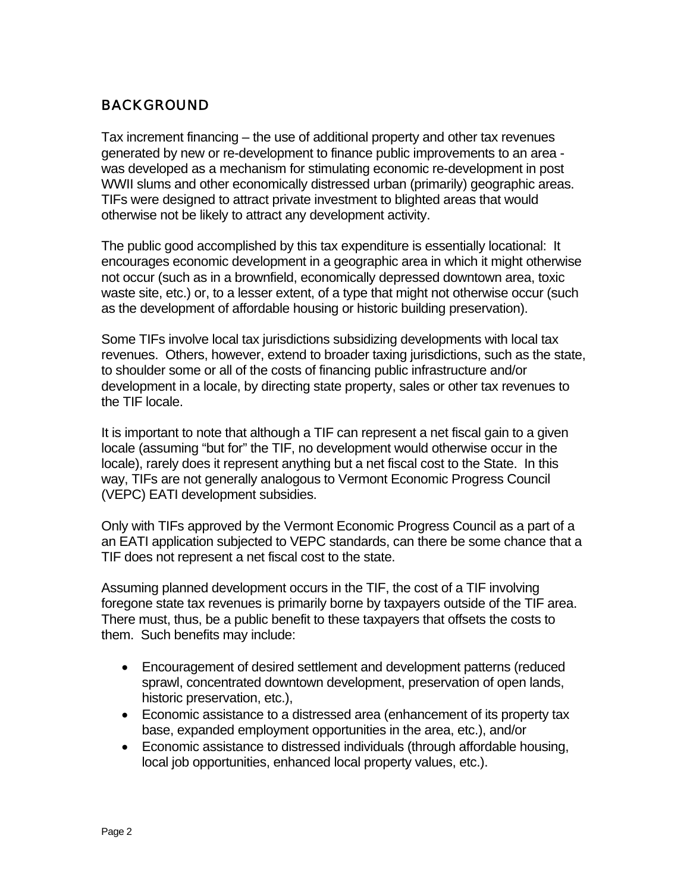## BACKGROUND

Tax increment financing – the use of additional property and other tax revenues generated by new or re-development to finance public improvements to an area - was developed as a mechanism for stimulating economic re-development in post WWII slums and other economically distressed urban (primarily) geographic areas. TIFs were designed to attract private investment to blighted areas that would otherwise not be likely to attract any development activity.

The public good accomplished by this tax expenditure is essentially locational: It encourages economic development in a geographic area in which it might otherwise not occur (such as in a brownfield, economically depressed downtown area, toxic waste site, etc.) or, to a lesser extent, of a type that might not otherwise occur (such as the development of affordable housing or historic building preservation).

Some TIFs involve local tax jurisdictions subsidizing developments with local tax revenues. Others, however, extend to broader taxing jurisdictions, such as the state, to shoulder some or all of the costs of financing public infrastructure and/or development in a locale, by directing state property, sales or other tax revenues to the TIF locale.

It is important to note that although a TIF can represent a net fiscal gain to a given locale (assuming "but for" the TIF, no development would otherwise occur in the locale), rarely does it represent anything but a net fiscal cost to the State. In this way, TIFs are not generally analogous to Vermont Economic Progress Council (VEPC) EATI development subsidies.

Only with TIFs approved by the Vermont Economic Progress Council as a part of a an EATI application subjected to VEPC standards, can there be some chance that a TIF does not represent a net fiscal cost to the state.

Assuming planned development occurs in the TIF, the cost of a TIF involving foregone state tax revenues is primarily borne by taxpayers outside of the TIF area. There must, thus, be a public benefit to these taxpayers that offsets the costs to them. Such benefits may include:

- Encouragement of desired settlement and development patterns (reduced sprawl, concentrated downtown development, preservation of open lands, historic preservation, etc.),
- Economic assistance to a distressed area (enhancement of its property tax base, expanded employment opportunities in the area, etc.), and/or
- Economic assistance to distressed individuals (through affordable housing, local job opportunities, enhanced local property values, etc.).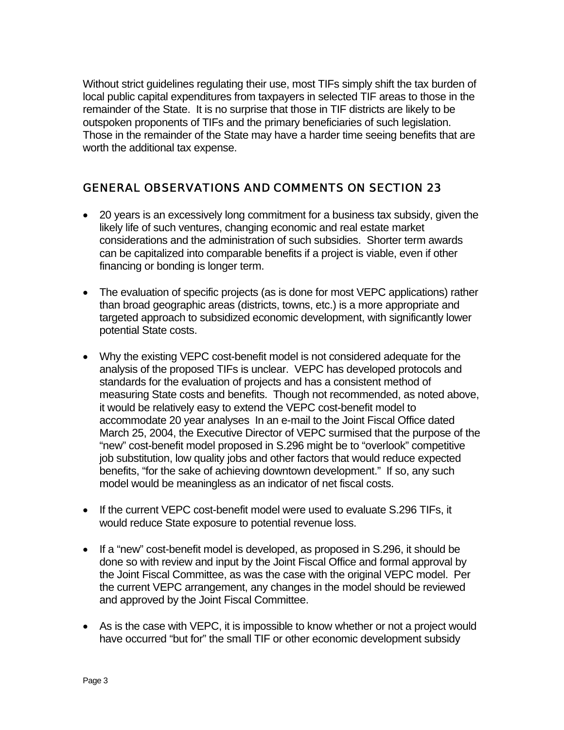Without strict guidelines regulating their use, most TIFs simply shift the tax burden of local public capital expenditures from taxpayers in selected TIF areas to those in the remainder of the State. It is no surprise that those in TIF districts are likely to be outspoken proponents of TIFs and the primary beneficiaries of such legislation. Those in the remainder of the State may have a harder time seeing benefits that are worth the additional tax expense.

## GENERAL OBSERVATIONS AND COMMENTS ON SECTION 23

- 20 years is an excessively long commitment for a business tax subsidy, given the likely life of such ventures, changing economic and real estate market considerations and the administration of such subsidies. Shorter term awards can be capitalized into comparable benefits if a project is viable, even if other financing or bonding is longer term.

- The evaluation of specific projects (as is done for most VEPC applications) rather than broad geographic areas (districts, towns, etc.) is a more appropriate and targeted approach to subsidized economic development, with significantly lower potential State costs.

- Why the existing VEPC cost-benefit model is not considered adequate for the analysis of the proposed TIFs is unclear. VEPC has developed protocols and standards for the evaluation of projects and has a consistent method of measuring State costs and benefits. Though not recommended, as noted above, it would be relatively easy to extend the VEPC cost-benefit model to accommodate 20 year analyses In an e-mail to the Joint Fiscal Office dated March 25, 2004, the Executive Director of VEPC surmised that the purpose of the "new" cost-benefit model proposed in S.296 might be to "overlook" competitive job substitution, low quality jobs and other factors that would reduce expected benefits, "for the sake of achieving downtown development." If so, any such model would be meaningless as an indicator of net fiscal costs.

- If the current VEPC cost-benefit model were used to evaluate S.296 TIFs, it would reduce State exposure to potential revenue loss.

- If a "new" cost-benefit model is developed, as proposed in S.296, it should be done so with review and input by the Joint Fiscal Office and formal approval by the Joint Fiscal Committee, as was the case with the original VEPC model. Per the current VEPC arrangement, any changes in the model should be reviewed and approved by the Joint Fiscal Committee.

- As is the case with VEPC, it is impossible to know whether or not a project would have occurred "but for" the small TIF or other economic development subsidy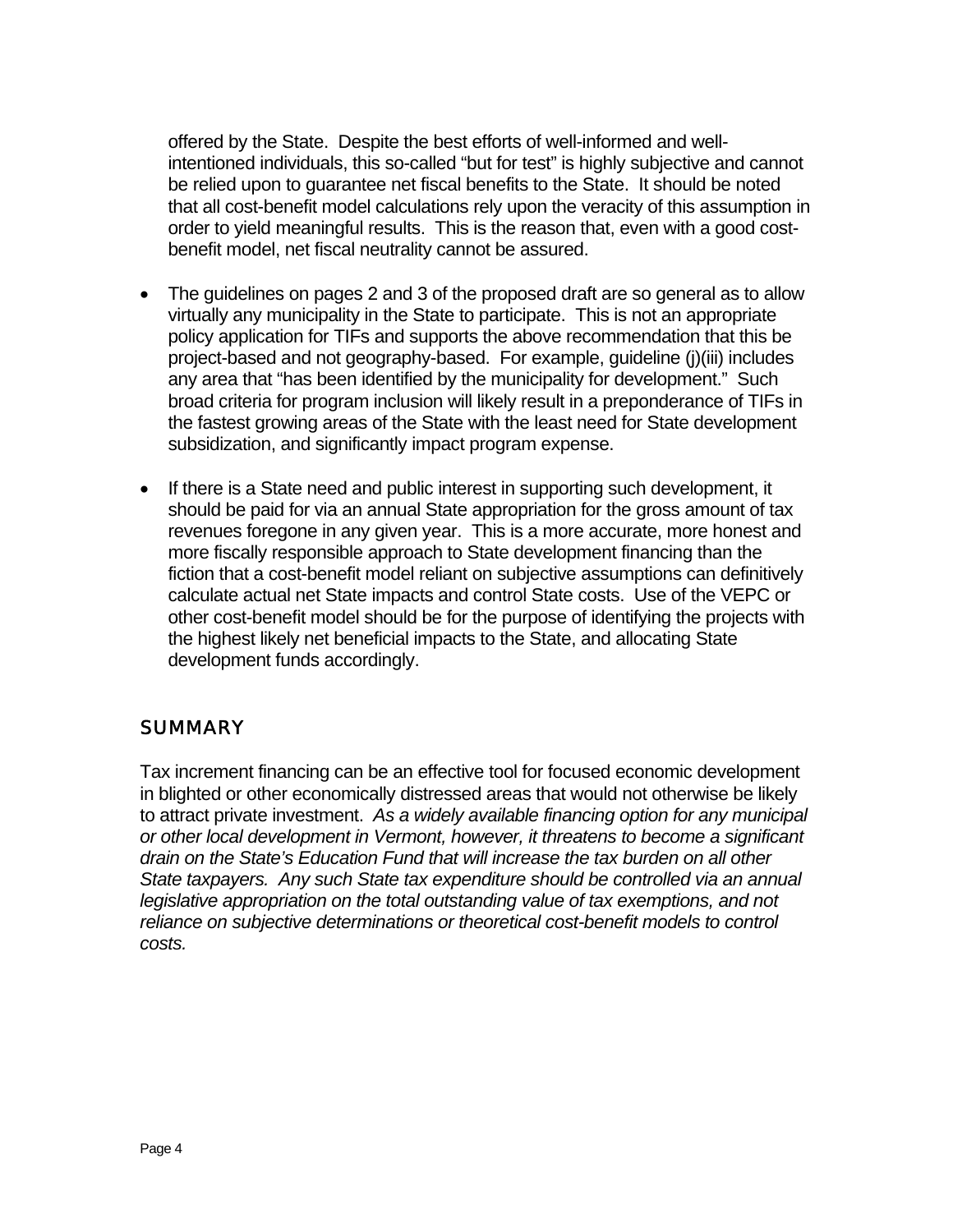offered by the State. Despite the best efforts of well-informed and well-intentioned individuals, this so-called "but for test" is highly subjective and cannot be relied upon to guarantee net fiscal benefits to the State. It should be noted that all cost-benefit model calculations rely upon the veracity of this assumption in order to yield meaningful results. This is the reason that, even with a good cost-benefit model, net fiscal neutrality cannot be assured.

- The guidelines on pages 2 and 3 of the proposed draft are so general as to allow virtually any municipality in the State to participate. This is not an appropriate policy application for TIFs and supports the above recommendation that this be project-based and not geography-based. For example, guideline (j)(iii) includes any area that "has been identified by the municipality for development." Such broad criteria for program inclusion will likely result in a preponderance of TIFs in the fastest growing areas of the State with the least need for State development subsidization, and significantly impact program expense.

- If there is a State need and public interest in supporting such development, it should be paid for via an annual State appropriation for the gross amount of tax revenues foregone in any given year. This is a more accurate, more honest and more fiscally responsible approach to State development financing than the fiction that a cost-benefit model reliant on subjective assumptions can definitively calculate actual net State impacts and control State costs. Use of the VEPC or other cost-benefit model should be for the purpose of identifying the projects with the highest likely net beneficial impacts to the State, and allocating State development funds accordingly.

## SUMMARY

Tax increment financing can be an effective tool for focused economic development in blighted or other economically distressed areas that would not otherwise be likely to attract private investment. *As a widely available financing option for any municipal or other local development in Vermont, however, it threatens to become a significant drain on the State's Education Fund that will increase the tax burden on all other State taxpayers. Any such State tax expenditure should be controlled via an annual legislative appropriation on the total outstanding value of tax exemptions, and not reliance on subjective determinations or theoretical cost-benefit models to control costs.*